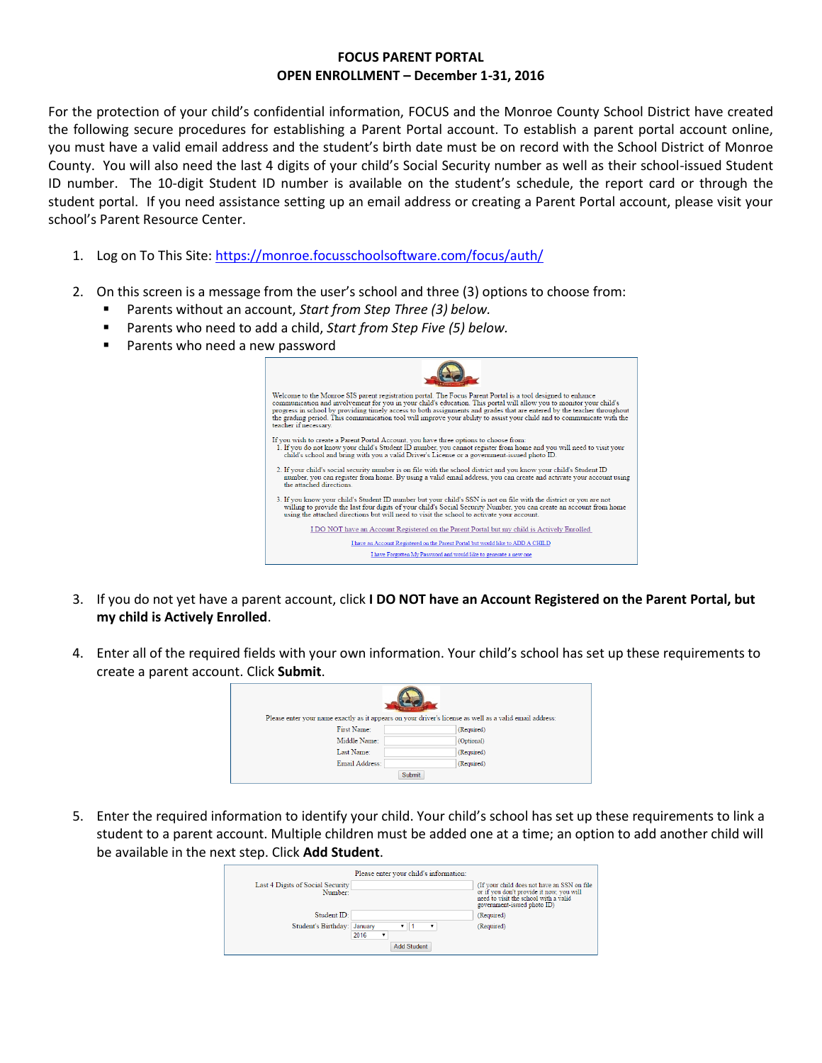# FOCUS PARENT PORTAL
## OPEN ENROLLMENT – December 1-31, 2016

For the protection of your child's confidential information, FOCUS and the Monroe County School District have created the following secure procedures for establishing a Parent Portal account. To establish a parent portal account online, you must have a valid email address and the student's birth date must be on record with the School District of Monroe County. You will also need the last 4 digits of your child's Social Security number as well as their school-issued Student ID number. The 10-digit Student ID number is available on the student's schedule, the report card or through the student portal. If you need assistance setting up an email address or creating a Parent Portal account, please visit your school's Parent Resource Center.

1. Log on To This Site: https://monroe.focusschoolsoftware.com/focus/auth/

2. On this screen is a message from the user's school and three (3) options to choose from:
   - Parents without an account, *Start from Step Three (3) below.*
   - Parents who need to add a child, *Start from Step Five (5) below.*
   - Parents who need a new password

   Welcome to the Monroe SIS parent registration portal. The Focus Parent Portal is a tool designed to enhance communication and involvement for you in your child's education. This portal will allow you to monitor your child's progress in school by providing timely access to both assignments and grades that are entered by the teacher throughout the grading period. This communication tool will improve your ability to assist your child and to communicate with the teacher if necessary.

   If you wish to create a Parent Portal Account, you have three options to choose from:
   1. If you do not know your child's Student ID number, you cannot register from home and you will need to visit your child's school and bring with you a valid Driver's License or a government-issued photo ID.
   2. If your child's social security number is on file with the school district and you know your child's Student ID number, you can register from home. By using a valid email address, you can create and activate your account using the attached directions.
   3. If you know your child's Student ID number but your child's SSN is not on file with the district or you are not willing to provide the last four digits of your child's Social Security Number, you can create an account from home using the attached directions but will need to visit the school to activate your account.

   I DO NOT have an Account Registered on the Parent Portal but my child is Actively Enrolled

   I have an Account Registered on the Parent Portal but would like to ADD A CHILD

   I have Forgotten My Password and would like to generate a new one

3. If you do not yet have a parent account, click **I DO NOT have an Account Registered on the Parent Portal, but my child is Actively Enrolled**.

4. Enter all of the required fields with your own information. Your child's school has set up these requirements to create a parent account. Click **Submit**.

   Please enter your name exactly as it appears on your driver's license as well as a valid email address:

   | | | |
   |---|---|---|
   | First Name: | | (Required) |
   | Middle Name: | | (Optional) |
   | Last Name: | | (Required) |
   | Email Address: | | (Required) |

   Submit

5. Enter the required information to identify your child. Your child's school has set up these requirements to link a student to a parent account. Multiple children must be added one at a time; an option to add another child will be available in the next step. Click **Add Student**.

   Please enter your child's information:

   | | | |
   |---|---|---|
   | Last 4 Digits of Social Security Number: | | (If your child does not have an SSN on file or if you don't provide it now, you will need to visit the school with a valid government-issued photo ID) |
   | Student ID: | | (Required) |
   | Student's Birthday: | January 1 2016 | (Required) |

   Add Student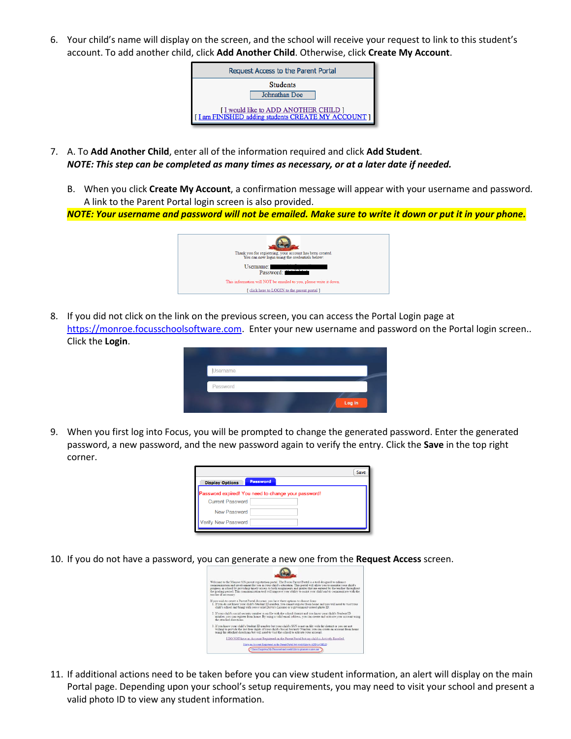6. Your child's name will display on the screen, and the school will receive your request to link to this student's account. To add another child, click **Add Another Child**. Otherwise, click **Create My Account**.

Request Access to the Parent Portal

Students

Johnathan Doe

[ I would like to ADD ANOTHER CHILD ]
[ I am FINISHED adding students CREATE MY ACCOUNT ]

7. A. To **Add Another Child**, enter all of the information required and click **Add Student**.
   ***NOTE: This step can be completed as many times as necessary, or at a later date if needed.***

   B. When you click **Create My Account**, a confirmation message will appear with your username and password. A link to the Parent Portal login screen is also provided.
   ***NOTE: Your username and password will not be emailed. Make sure to write it down or put it in your phone.***

Thank you for registering, your account has been created.
You can now login using the credentials below:

Username:
Password:

This information will NOT be emailed to you, please write it down.

[ click here to LOGIN to the parent portal ]

8. If you did not click on the link on the previous screen, you can access the Portal Login page at https://monroe.focusschoolsoftware.com. Enter your new username and password on the Portal login screen.. Click the **Login**.

Username

Password

Log In

9. When you first log into Focus, you will be prompted to change the generated password. Enter the generated password, a new password, and the new password again to verify the entry. Click the **Save** in the top right corner.

Save

Display Options | Password

Password expired! You need to change your password!

Current Password

New Password

Verify New Password

10. If you do not have a password, you can generate a new one from the **Request Access** screen.

11. If additional actions need to be taken before you can view student information, an alert will display on the main Portal page. Depending upon your school's setup requirements, you may need to visit your school and present a valid photo ID to view any student information.